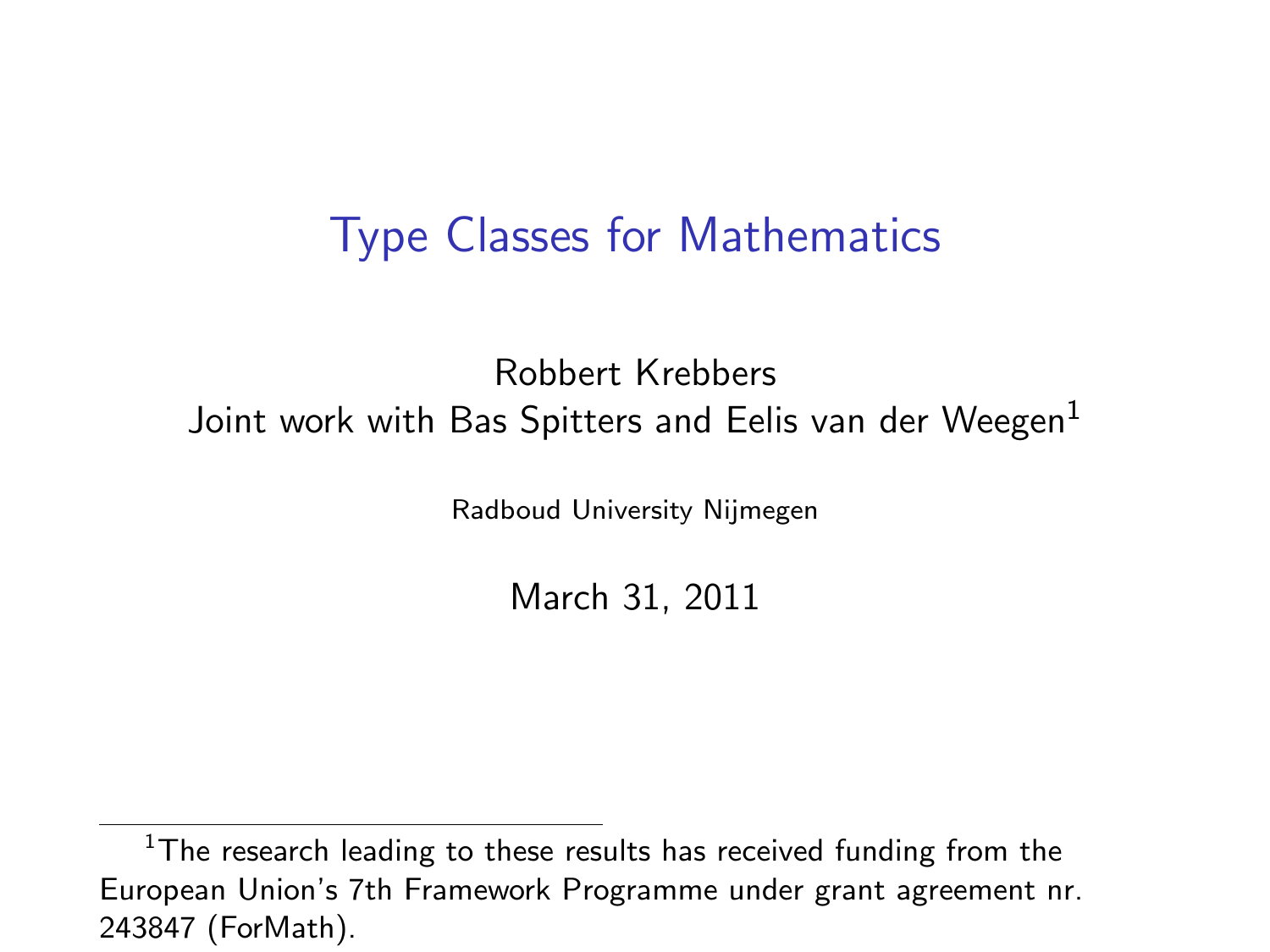# Type Classes for Mathematics

Robbert Krebbers

Joint work with Bas Spitters and Eelis van der Weegen[1]

Radboud University Nijmegen

March 31, 2011

[1] The research leading to these results has received funding from the European Union's 7th Framework Programme under grant agreement nr. 243847 (ForMath).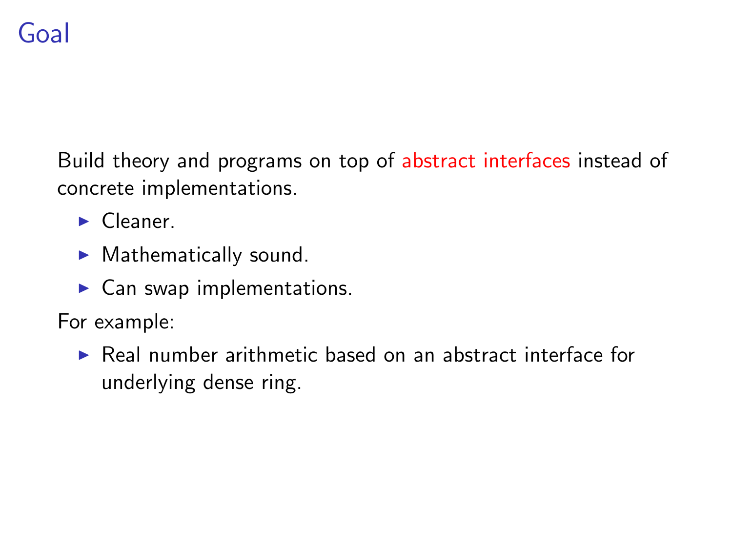# Goal

Build theory and programs on top of abstract interfaces instead of concrete implementations.

- Cleaner.
- Mathematically sound.
- Can swap implementations.

For example:

- Real number arithmetic based on an abstract interface for underlying dense ring.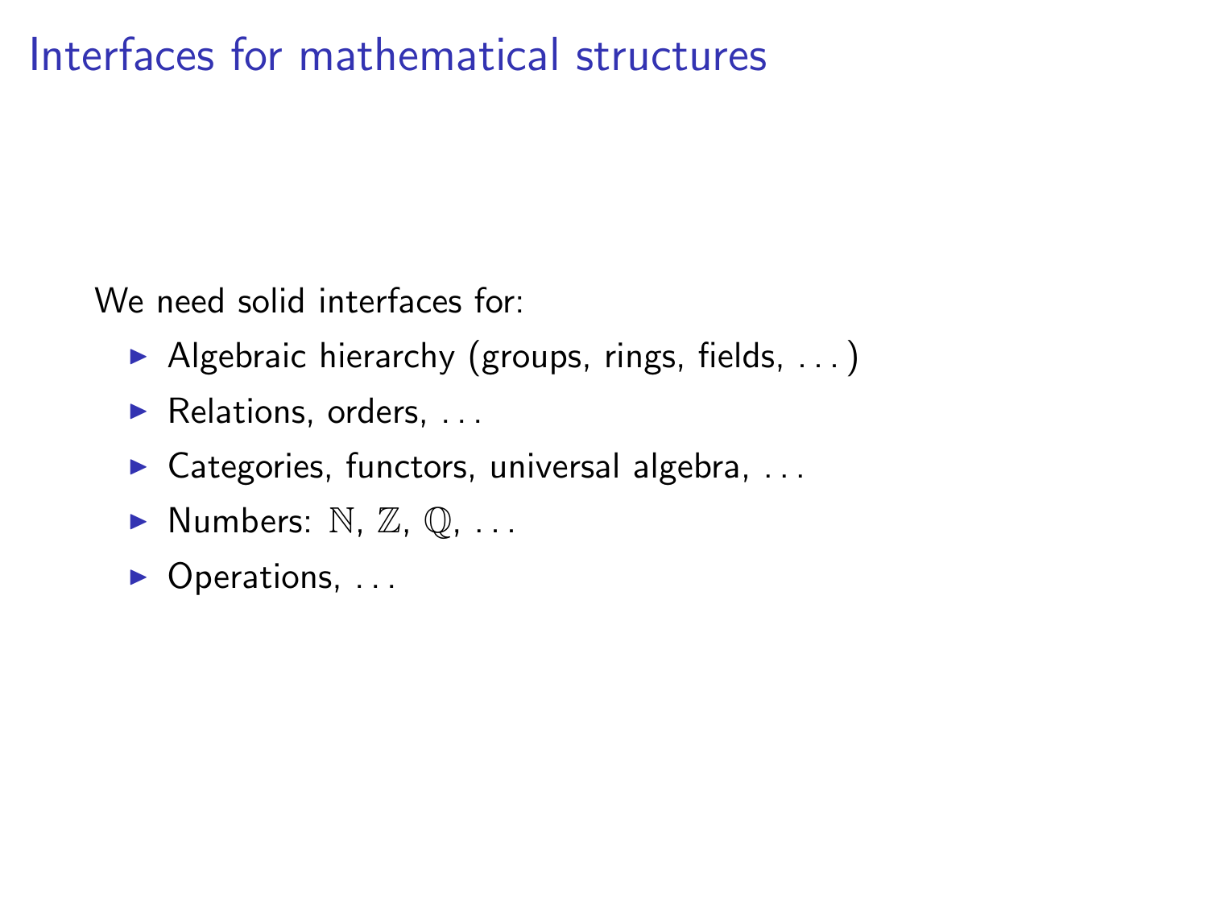# Interfaces for mathematical structures

We need solid interfaces for:

- Algebraic hierarchy (groups, rings, fields, . . . )
- Relations, orders, . . .
- Categories, functors, universal algebra, . . .
- Numbers: $\mathbb{N}$, $\mathbb{Z}$, $\mathbb{Q}$, . . .
- Operations, . . .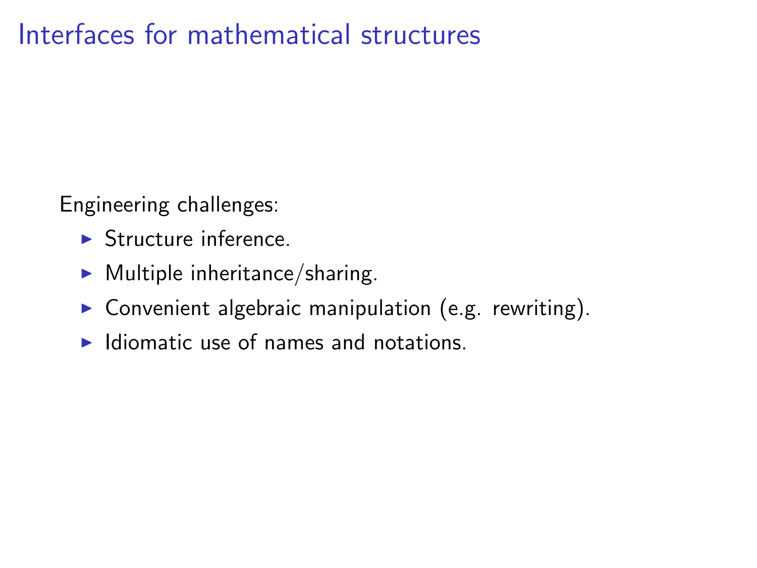# Interfaces for mathematical structures

Engineering challenges:

- Structure inference.
- Multiple inheritance/sharing.
- Convenient algebraic manipulation (e.g. rewriting).
- Idiomatic use of names and notations.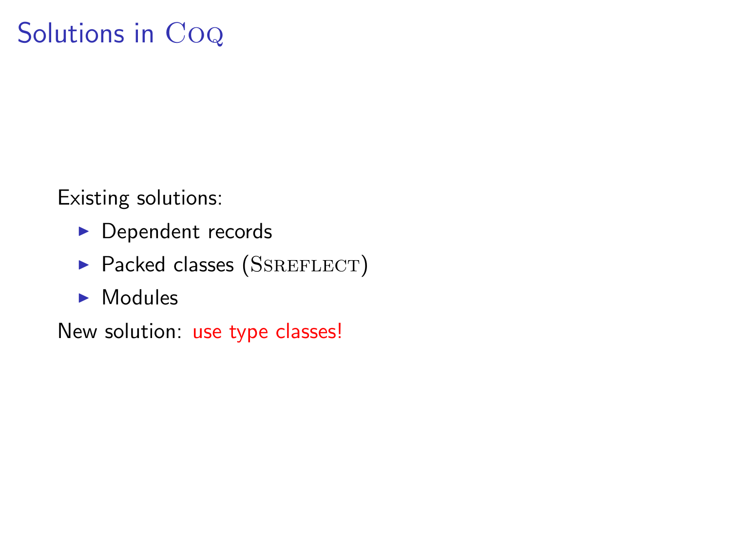# Solutions in Coq

Existing solutions:

- Dependent records
- Packed classes (Ssreflect)
- Modules

New solution: use type classes!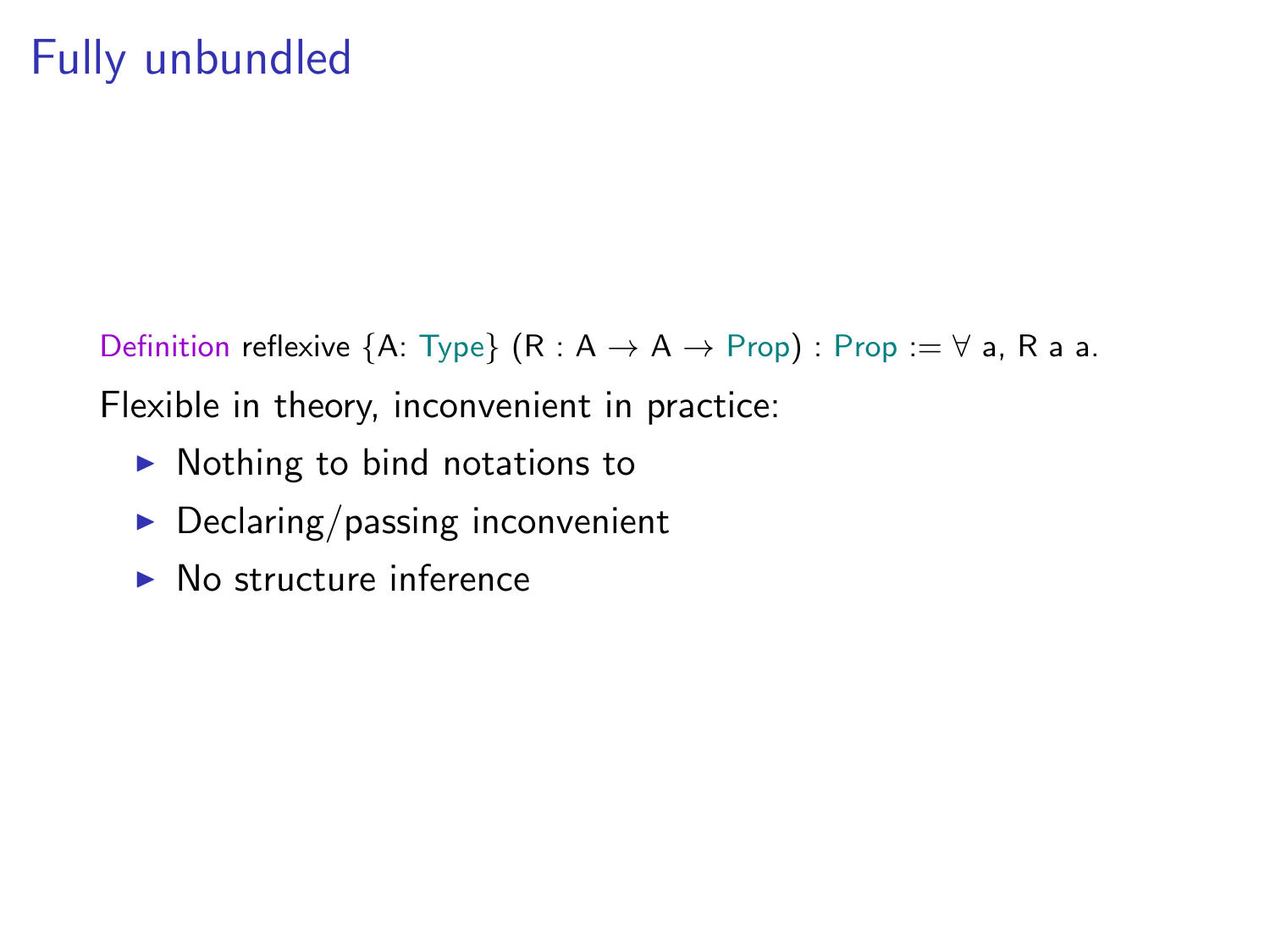# Fully unbundled

```
Definition reflexive {A: Type} (R : A → A → Prop) : Prop := ∀ a, R a a.
```

Flexible in theory, inconvenient in practice:

- Nothing to bind notations to
- Declaring/passing inconvenient
- No structure inference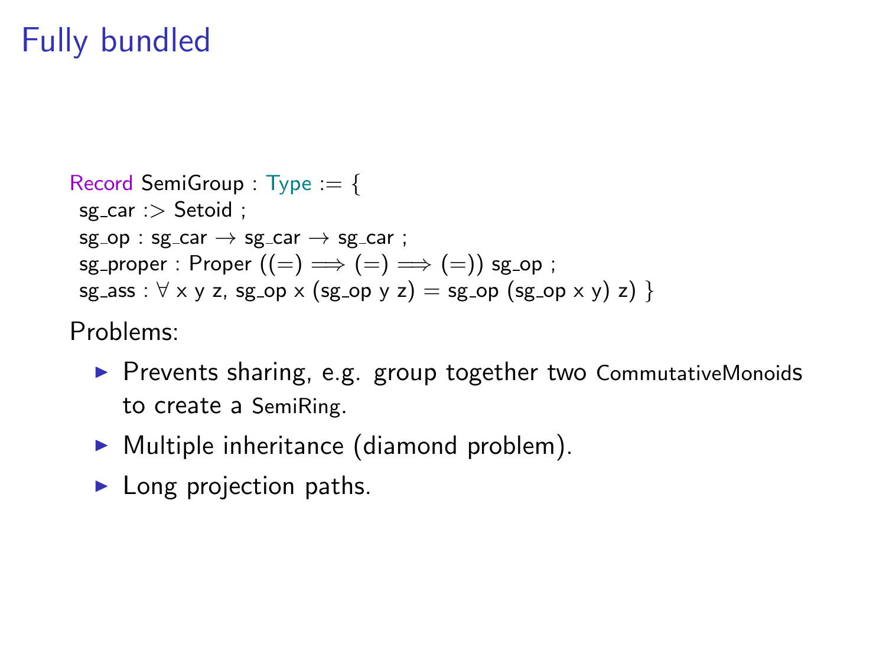# Fully bundled

```
Record SemiGroup : Type := {
 sg_car :> Setoid ;
 sg_op : sg_car → sg_car → sg_car ;
 sg_proper : Proper ((=) ==> (=) ==> (=)) sg_op ;
 sg_ass : ∀ x y z, sg_op x (sg_op y z) = sg_op (sg_op x y) z) }
```

Problems:

- Prevents sharing, e.g. group together two CommutativeMonoids to create a SemiRing.
- Multiple inheritance (diamond problem).
- Long projection paths.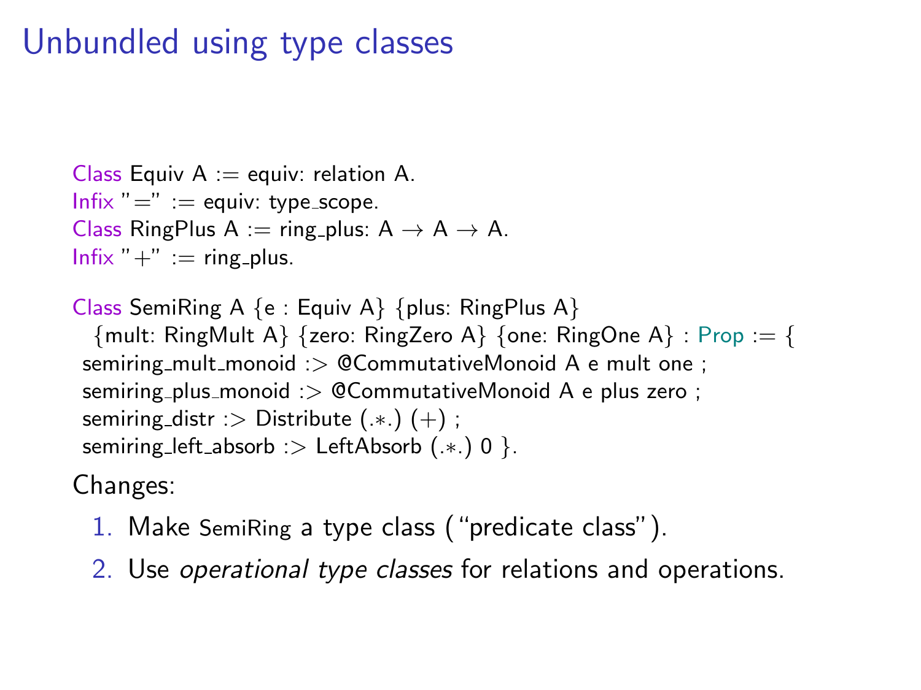# Unbundled using type classes

```
Class Equiv A := equiv: relation A.
Infix "=" := equiv: type_scope.
Class RingPlus A := ring_plus: A → A → A.
Infix "+" := ring_plus.

Class SemiRing A {e : Equiv A} {plus: RingPlus A}
  {mult: RingMult A} {zero: RingZero A} {one: RingOne A} : Prop := {
 semiring_mult_monoid :> @CommutativeMonoid A e mult one ;
 semiring_plus_monoid :> @CommutativeMonoid A e plus zero ;
 semiring_distr :> Distribute (.*.) (+) ;
 semiring_left_absorb :> LeftAbsorb (.*.) 0 }.
```

Changes:

1. Make SemiRing a type class ("predicate class").
2. Use *operational type classes* for relations and operations.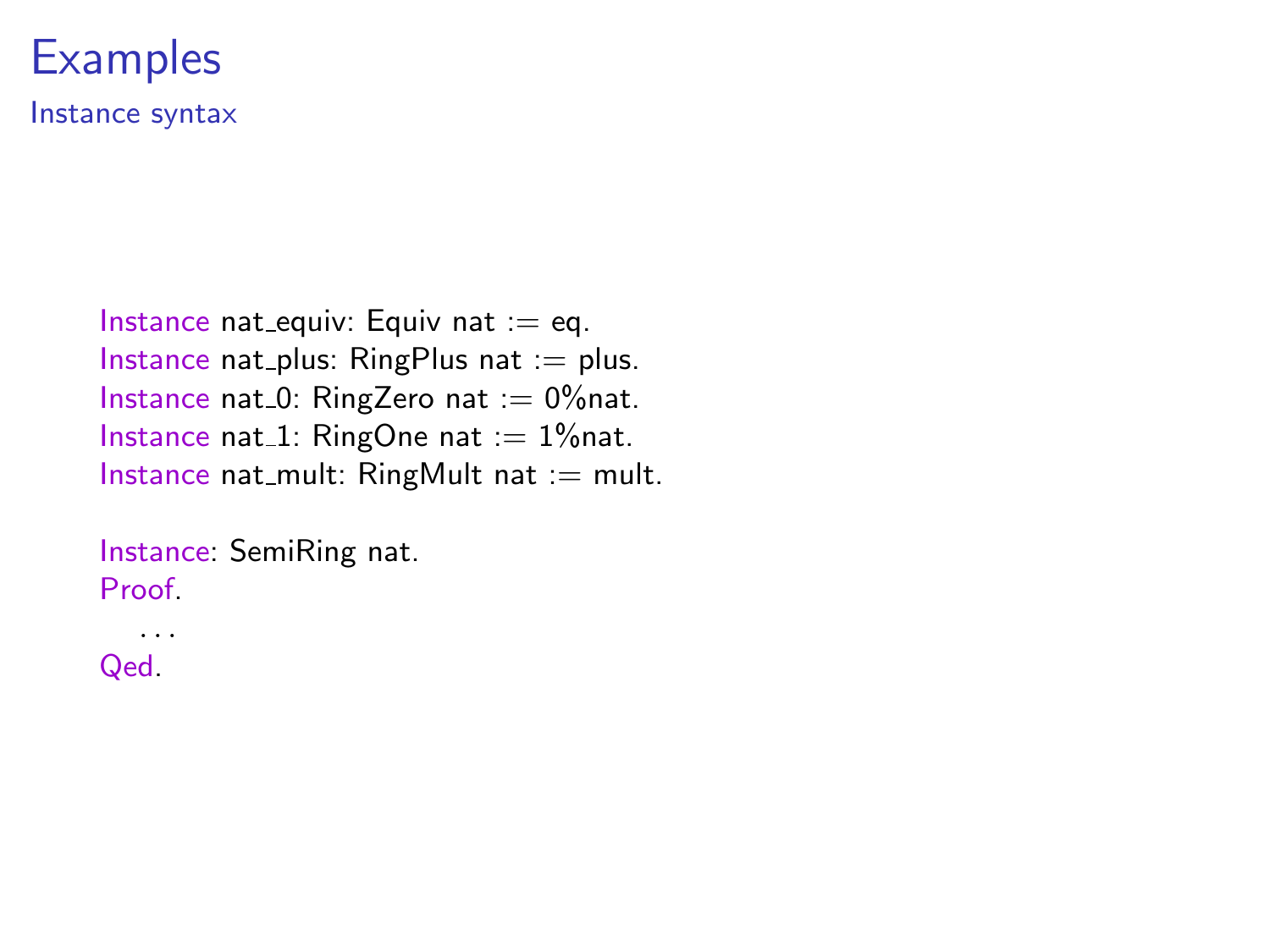# Examples

## Instance syntax

```
Instance nat_equiv: Equiv nat := eq.
Instance nat_plus: RingPlus nat := plus.
Instance nat_0: RingZero nat := 0%nat.
Instance nat_1: RingOne nat := 1%nat.
Instance nat_mult: RingMult nat := mult.

Instance: SemiRing nat.
Proof.
  ...
Qed.
```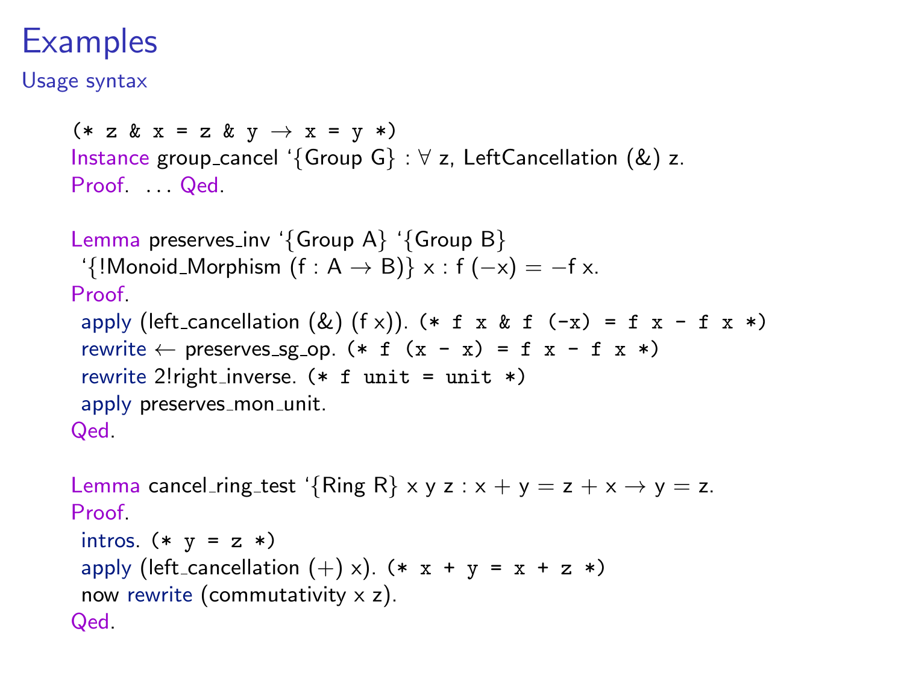# Examples

Usage syntax

```
(* z & x = z & y → x = y *)
Instance group_cancel `{Group G} : ∀ z, LeftCancellation (&) z.
Proof. ... Qed.

Lemma preserves_inv `{Group A} `{Group B}
 `{!Monoid_Morphism (f : A → B)} x : f (−x) = −f x.
Proof.
 apply (left_cancellation (&) (f x)). (* f x & f (-x) = f x - f x *)
 rewrite ← preserves_sg_op. (* f (x - x) = f x - f x *)
 rewrite 2!right_inverse. (* f unit = unit *)
 apply preserves_mon_unit.
Qed.

Lemma cancel_ring_test `{Ring R} x y z : x + y = z + x → y = z.
Proof.
 intros. (* y = z *)
 apply (left_cancellation (+) x). (* x + y = x + z *)
 now rewrite (commutativity x z).
Qed.
```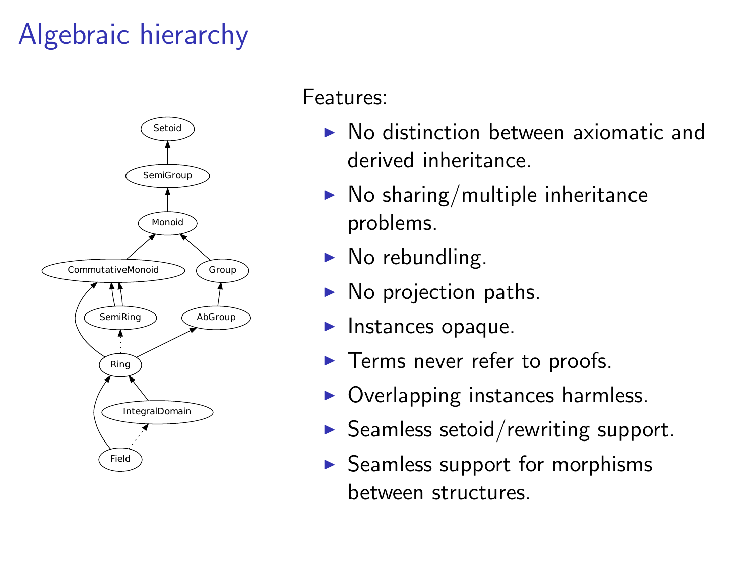# Algebraic hierarchy

Features:

- No distinction between axiomatic and derived inheritance.
- No sharing/multiple inheritance problems.
- No rebundling.
- No projection paths.
- Instances opaque.
- Terms never refer to proofs.
- Overlapping instances harmless.
- Seamless setoid/rewriting support.
- Seamless support for morphisms between structures.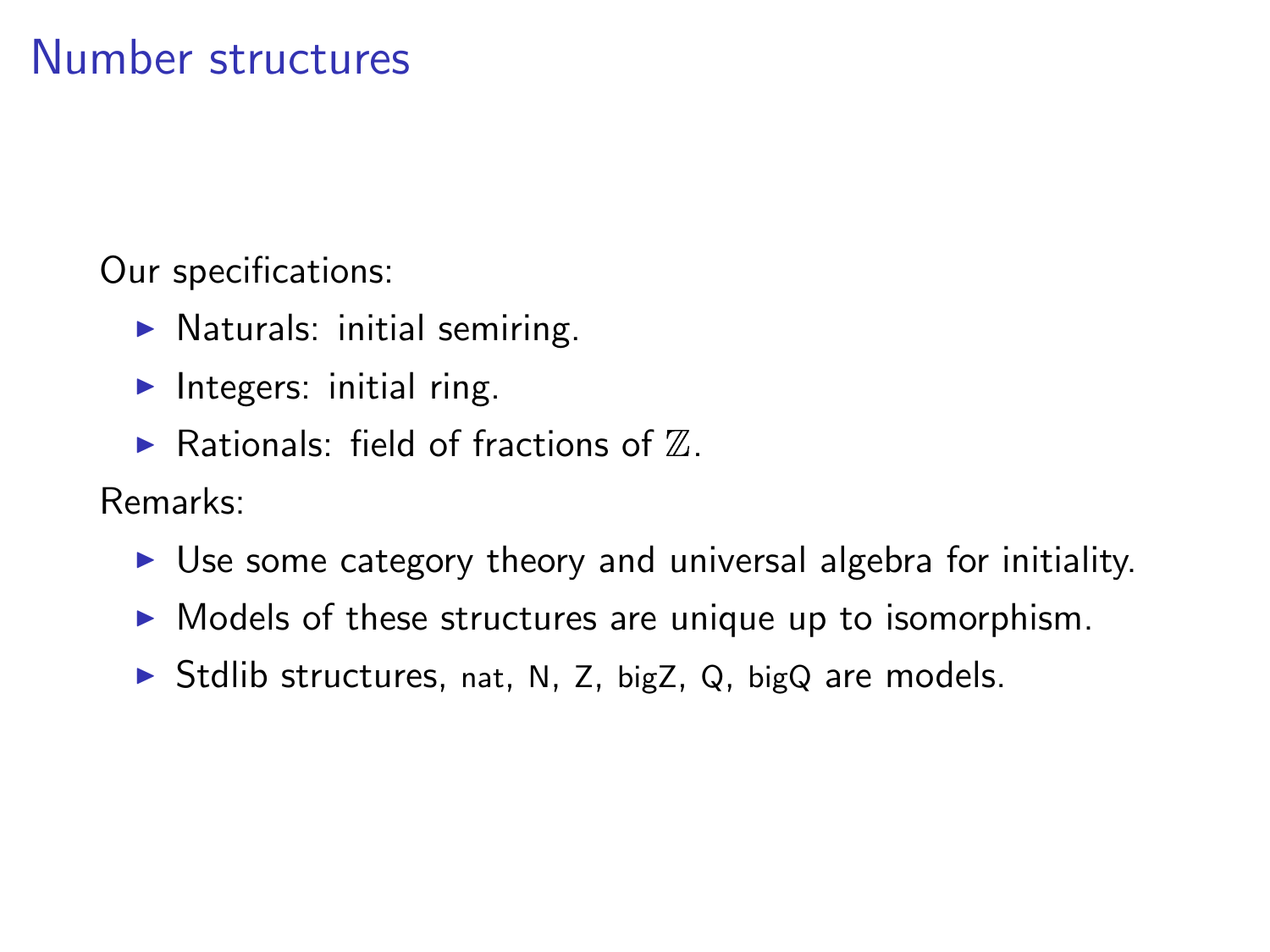# Number structures

Our specifications:

- Naturals: initial semiring.
- Integers: initial ring.
- Rationals: field of fractions of $\mathbb{Z}$.

Remarks:

- Use some category theory and universal algebra for initiality.
- Models of these structures are unique up to isomorphism.
- Stdlib structures, `nat`, `N`, `Z`, `bigZ`, `Q`, `bigQ` are models.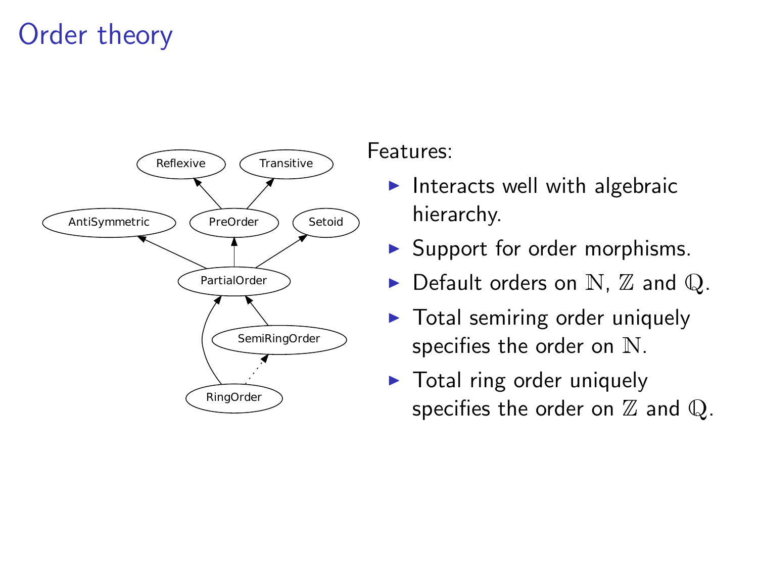# Order theory

Features:

- Interacts well with algebraic hierarchy.
- Support for order morphisms.
- Default orders on $\mathbb{N}$, $\mathbb{Z}$ and $\mathbb{Q}$.
- Total semiring order uniquely specifies the order on $\mathbb{N}$.
- Total ring order uniquely specifies the order on $\mathbb{Z}$ and $\mathbb{Q}$.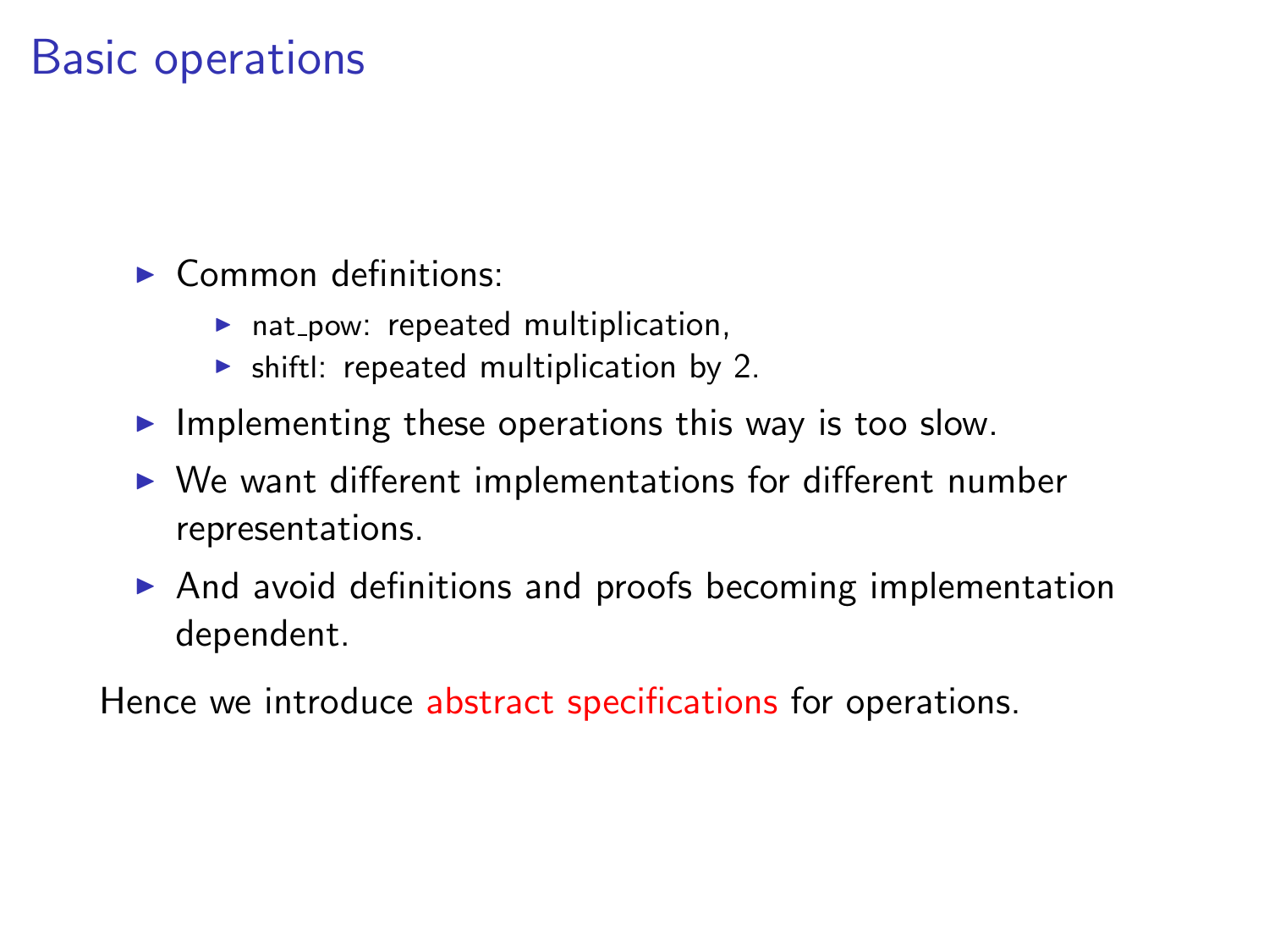# Basic operations

- Common definitions:
  - nat_pow: repeated multiplication,
  - shiftl: repeated multiplication by 2.
- Implementing these operations this way is too slow.
- We want different implementations for different number representations.
- And avoid definitions and proofs becoming implementation dependent.

Hence we introduce abstract specifications for operations.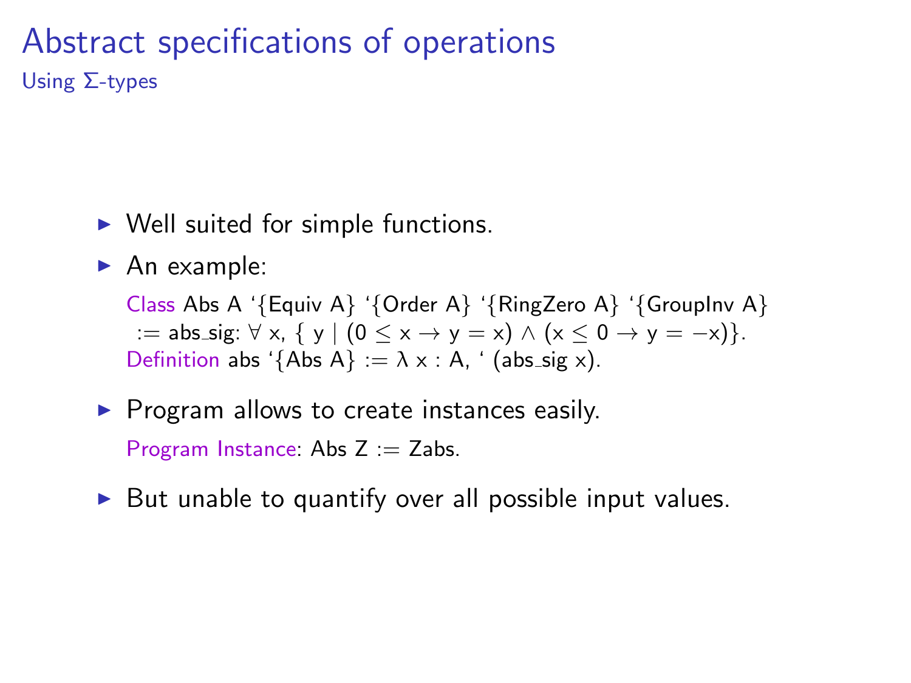# Abstract specifications of operations

## Using Σ-types

- Well suited for simple functions.
- An example:

```
Class Abs A `{Equiv A} `{Order A} `{RingZero A} `{GroupInv A}
 := abs_sig: ∀ x, { y | (0 ≤ x → y = x) ∧ (x ≤ 0 → y = −x)}.
Definition abs `{Abs A} := λ x : A, ` (abs_sig x).
```

- Program allows to create instances easily.

```
Program Instance: Abs Z := Zabs.
```

- But unable to quantify over all possible input values.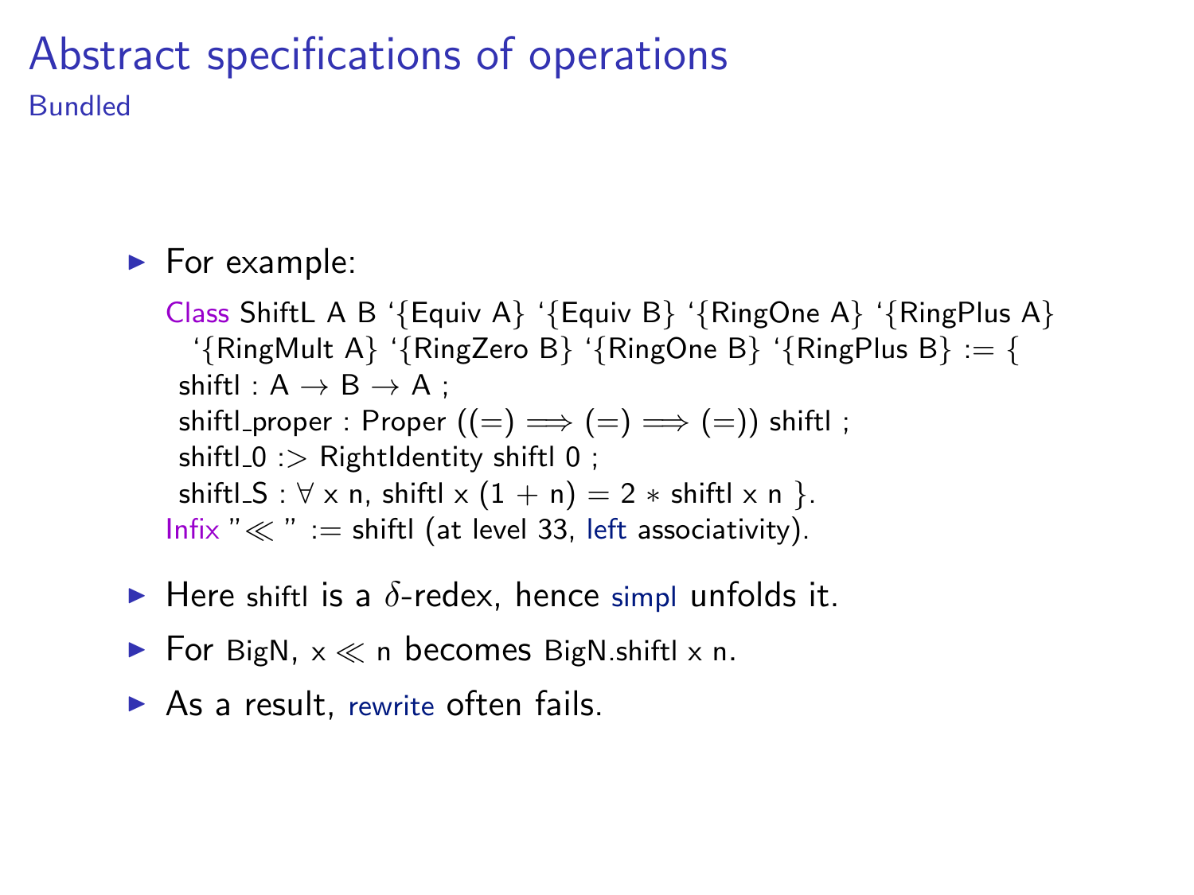# Abstract specifications of operations

## Bundled

- For example:

```
Class ShiftL A B `{Equiv A} `{Equiv B} `{RingOne A} `{RingPlus A}
  `{RingMult A} `{RingZero B} `{RingOne B} `{RingPlus B} := {
 shiftl : A → B → A ;
 shiftl_proper : Proper ((=) ==> (=) ==> (=)) shiftl ;
 shiftl_0 :> RightIdentity shiftl 0 ;
 shiftl_S : ∀ x n, shiftl x (1 + n) = 2 * shiftl x n }.
Infix "≪" := shiftl (at level 33, left associativity).
```

- Here shiftl is a $\delta$-redex, hence simpl unfolds it.
- For BigN, x ≪ n becomes BigN.shiftl x n.
- As a result, rewrite often fails.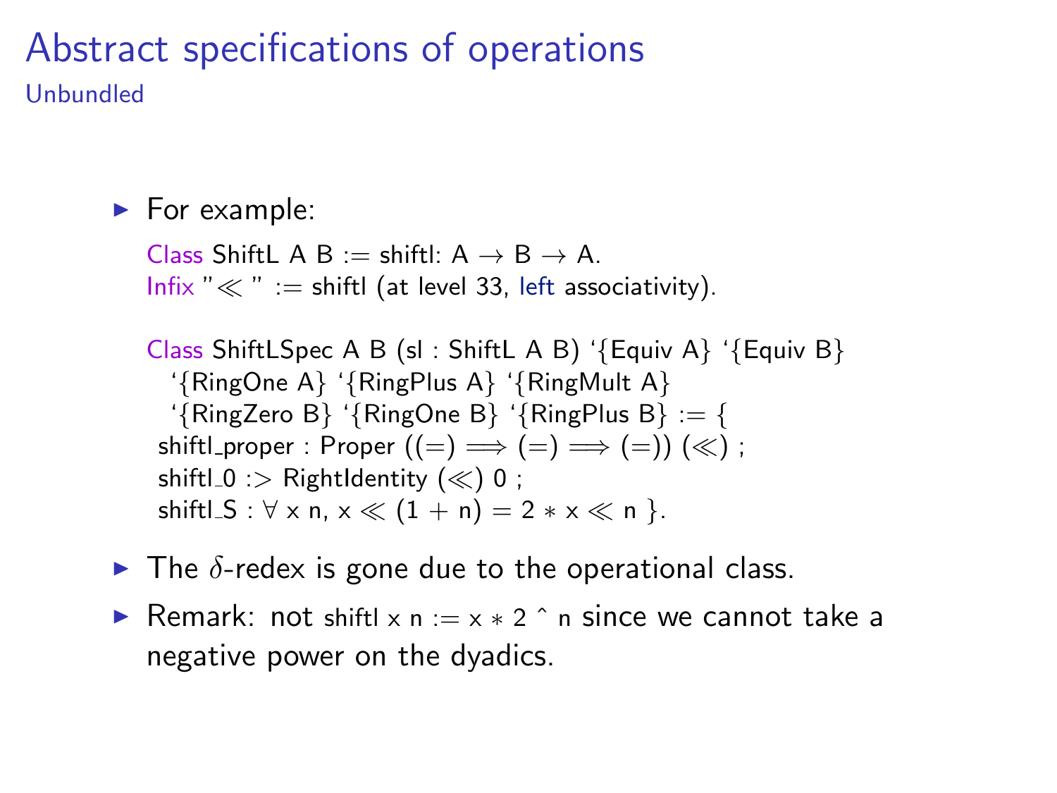# Abstract specifications of operations

## Unbundled

- For example:

```
Class ShiftL A B := shiftl: A → B → A.
Infix "≪ " := shiftl (at level 33, left associativity).

Class ShiftLSpec A B (sl : ShiftL A B) `{Equiv A} `{Equiv B}
  `{RingOne A} `{RingPlus A} `{RingMult A}
  `{RingZero B} `{RingOne B} `{RingPlus B} := {
 shiftl_proper : Proper ((=) ==> (=) ==> (=)) (≪) ;
 shiftl_0 :> RightIdentity (≪) 0 ;
 shiftl_S : ∀ x n, x ≪ (1 + n) = 2 * x ≪ n }.
```

- The $\delta$-redex is gone due to the operational class.
- Remark: not `shiftl x n := x * 2 ^ n` since we cannot take a negative power on the dyadics.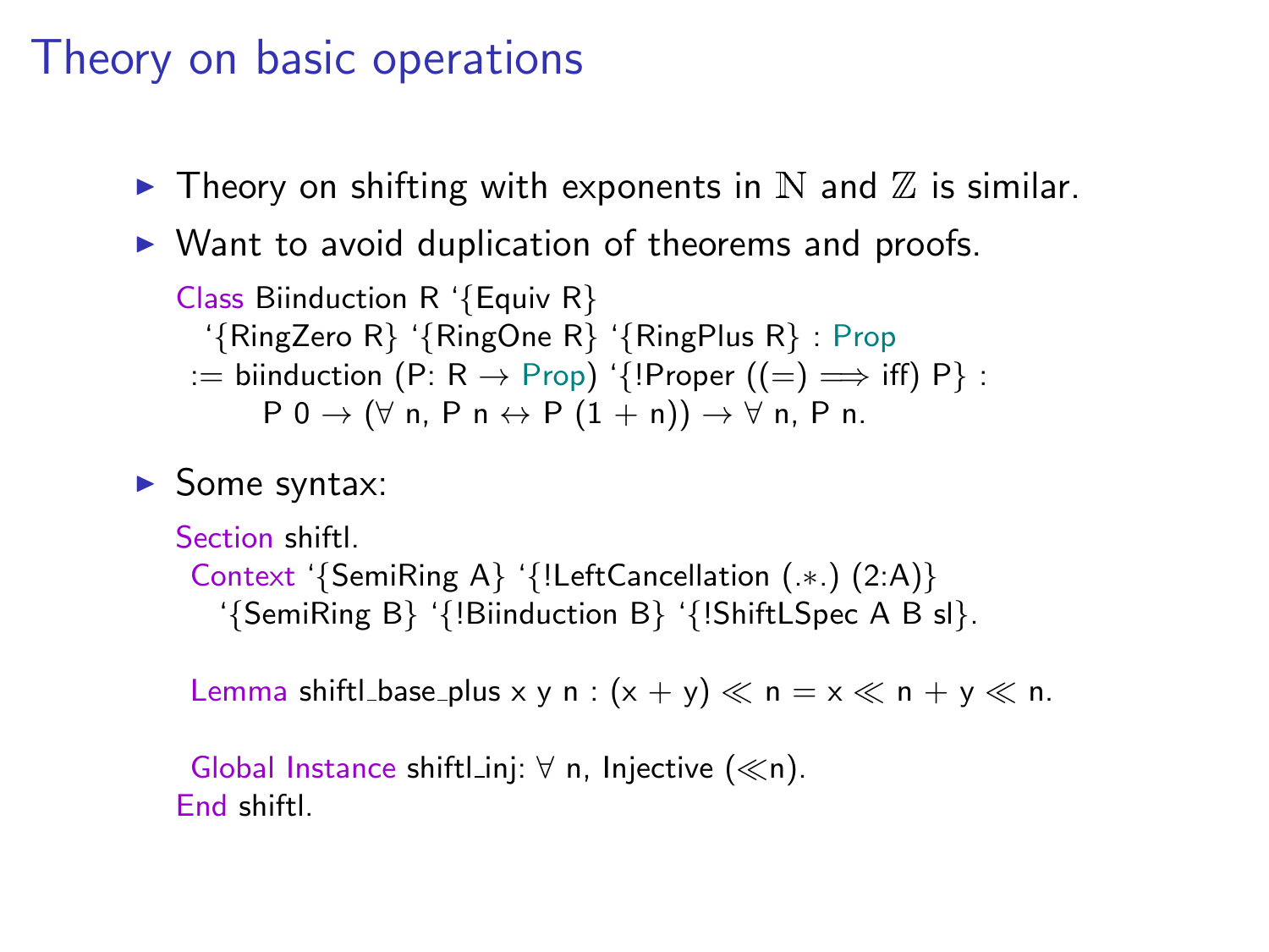# Theory on basic operations

- Theory on shifting with exponents in $\mathbb{N}$ and $\mathbb{Z}$ is similar.
- Want to avoid duplication of theorems and proofs.

```
Class Biinduction R `{Equiv R}
  `{RingZero R} `{RingOne R} `{RingPlus R} : Prop
 := biinduction (P: R → Prop) `{!Proper ((=) ==> iff) P} :
      P 0 → (∀ n, P n ↔ P (1 + n)) → ∀ n, P n.
```

- Some syntax:

```
Section shiftl.
 Context `{SemiRing A} `{!LeftCancellation (.*.) (2:A)}
   `{SemiRing B} `{!Biinduction B} `{!ShiftLSpec A B sl}.

 Lemma shiftl_base_plus x y n : (x + y) ≪ n = x ≪ n + y ≪ n.

 Global Instance shiftl_inj: ∀ n, Injective (≪n).
End shiftl.
```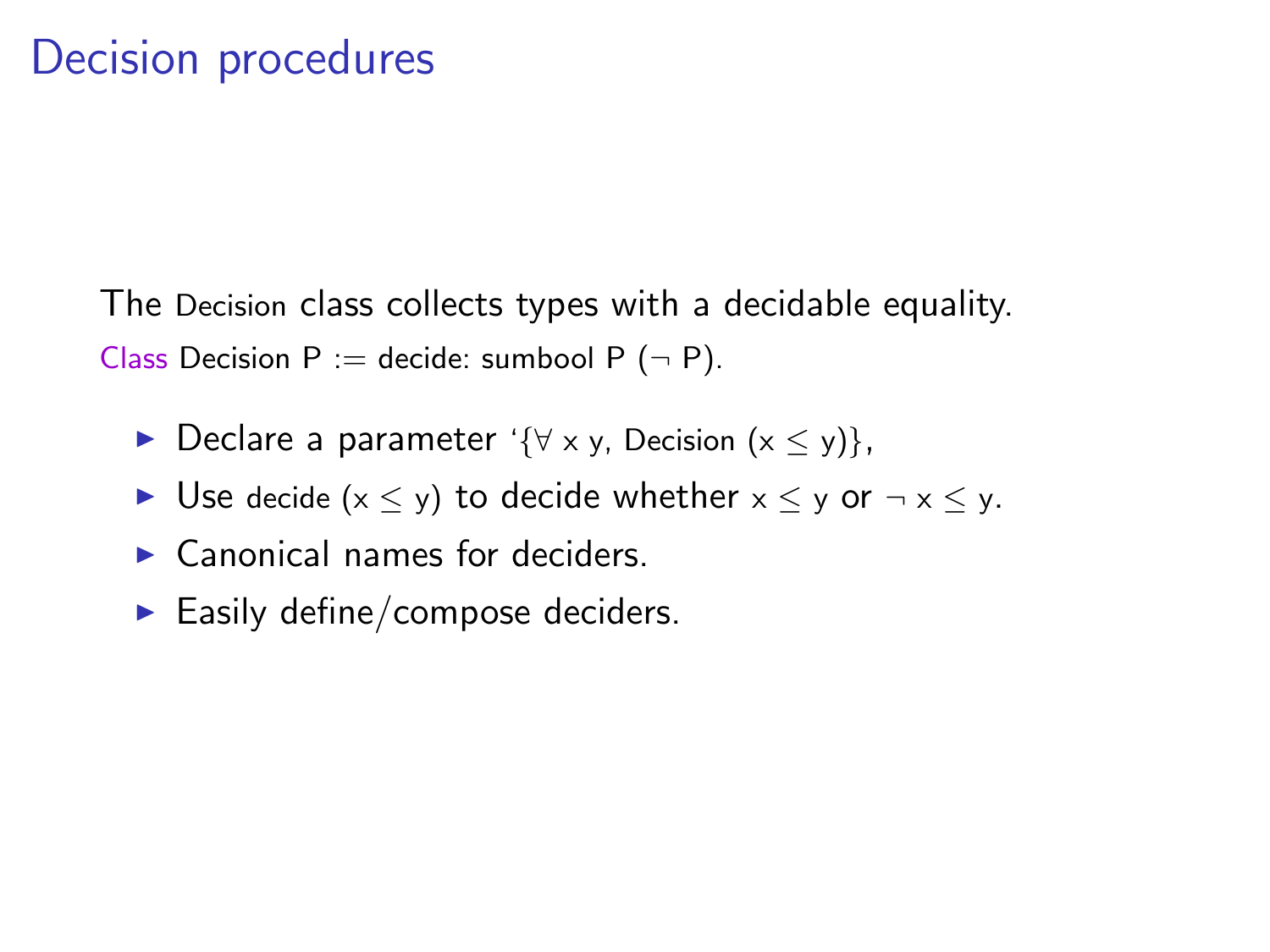# Decision procedures

The Decision class collects types with a decidable equality.

```
Class Decision P := decide: sumbool P (¬ P).
```

- Declare a parameter `{∀ x y, Decision (x ≤ y)},
- Use decide (x ≤ y) to decide whether x ≤ y or ¬ x ≤ y.
- Canonical names for deciders.
- Easily define/compose deciders.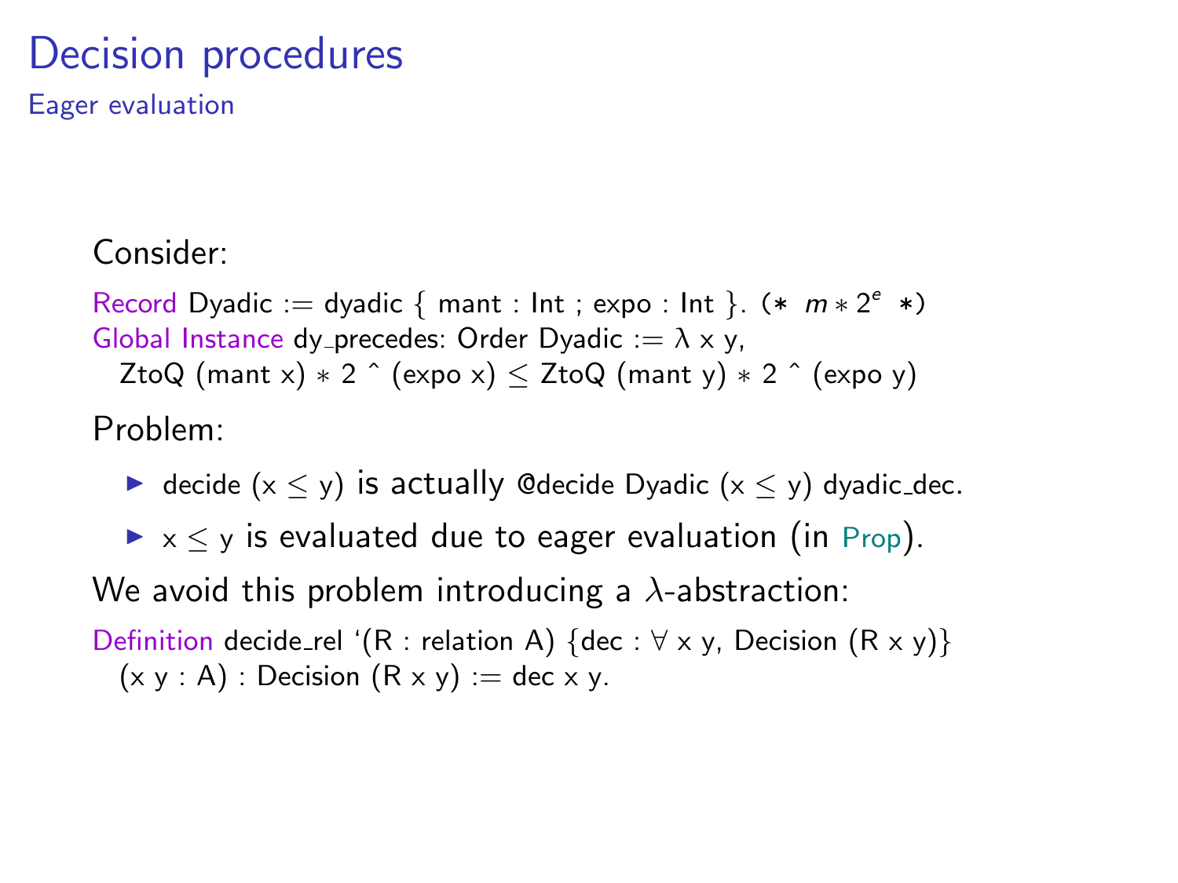# Decision procedures

## Eager evaluation

Consider:

```
Record Dyadic := dyadic { mant : Int ; expo : Int }. (* m * 2^e *)
Global Instance dy_precedes: Order Dyadic := λ x y,
  ZtoQ (mant x) * 2 ^ (expo x) ≤ ZtoQ (mant y) * 2 ^ (expo y)
```

Problem:

- decide (x ≤ y) is actually @decide Dyadic (x ≤ y) dyadic_dec.
- x ≤ y is evaluated due to eager evaluation (in Prop).

We avoid this problem introducing a $\lambda$-abstraction:

```
Definition decide_rel `(R : relation A) {dec : ∀ x y, Decision (R x y)}
  (x y : A) : Decision (R x y) := dec x y.
```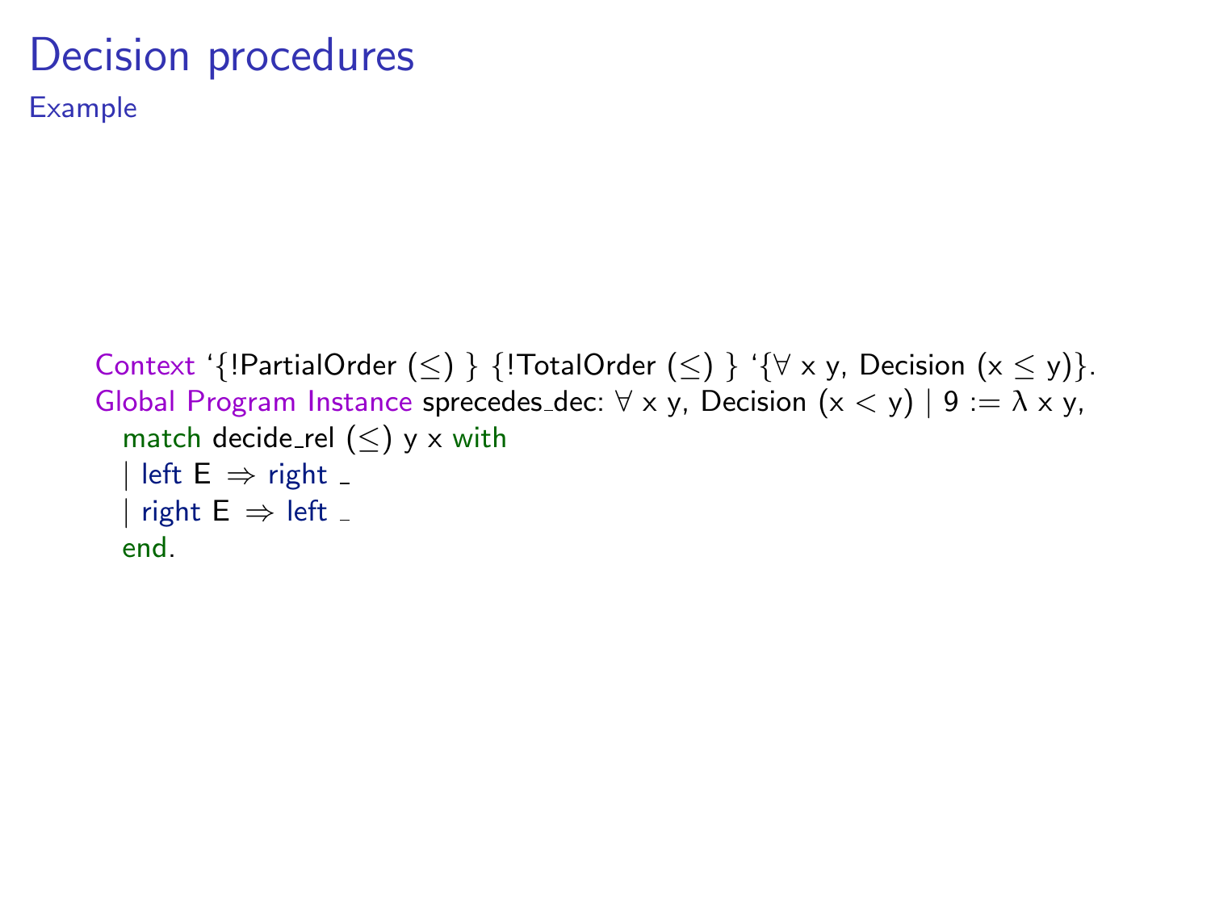# Decision procedures

## Example

```
Context `{!PartialOrder (≤) } {!TotalOrder (≤) } `{∀ x y, Decision (x ≤ y)}.
Global Program Instance sprecedes_dec: ∀ x y, Decision (x < y) | 9 := λ x y,
  match decide_rel (≤) y x with
  | left E ⇒ right _
  | right E ⇒ left _
  end.
```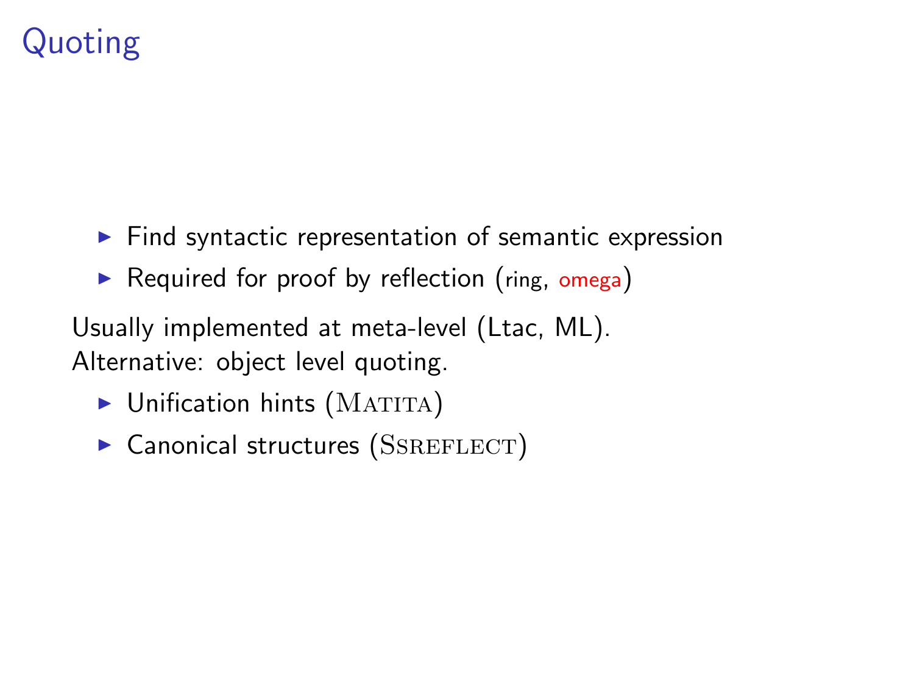# Quoting

- Find syntactic representation of semantic expression
- Required for proof by reflection (ring, omega)

Usually implemented at meta-level (Ltac, ML).
Alternative: object level quoting.

- Unification hints (Matita)
- Canonical structures (Ssreflect)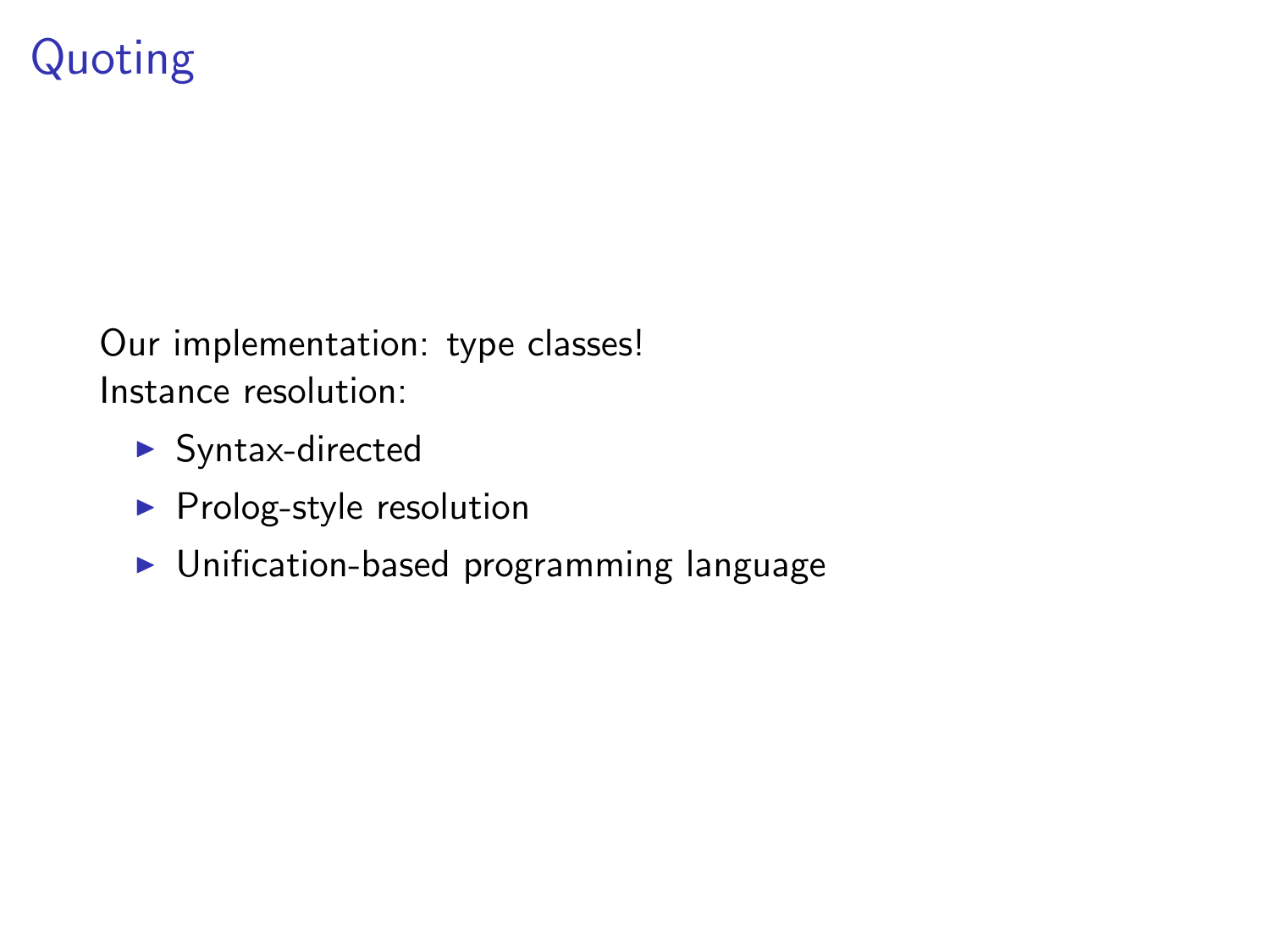# Quoting

Our implementation: type classes!
Instance resolution:

- Syntax-directed
- Prolog-style resolution
- Unification-based programming language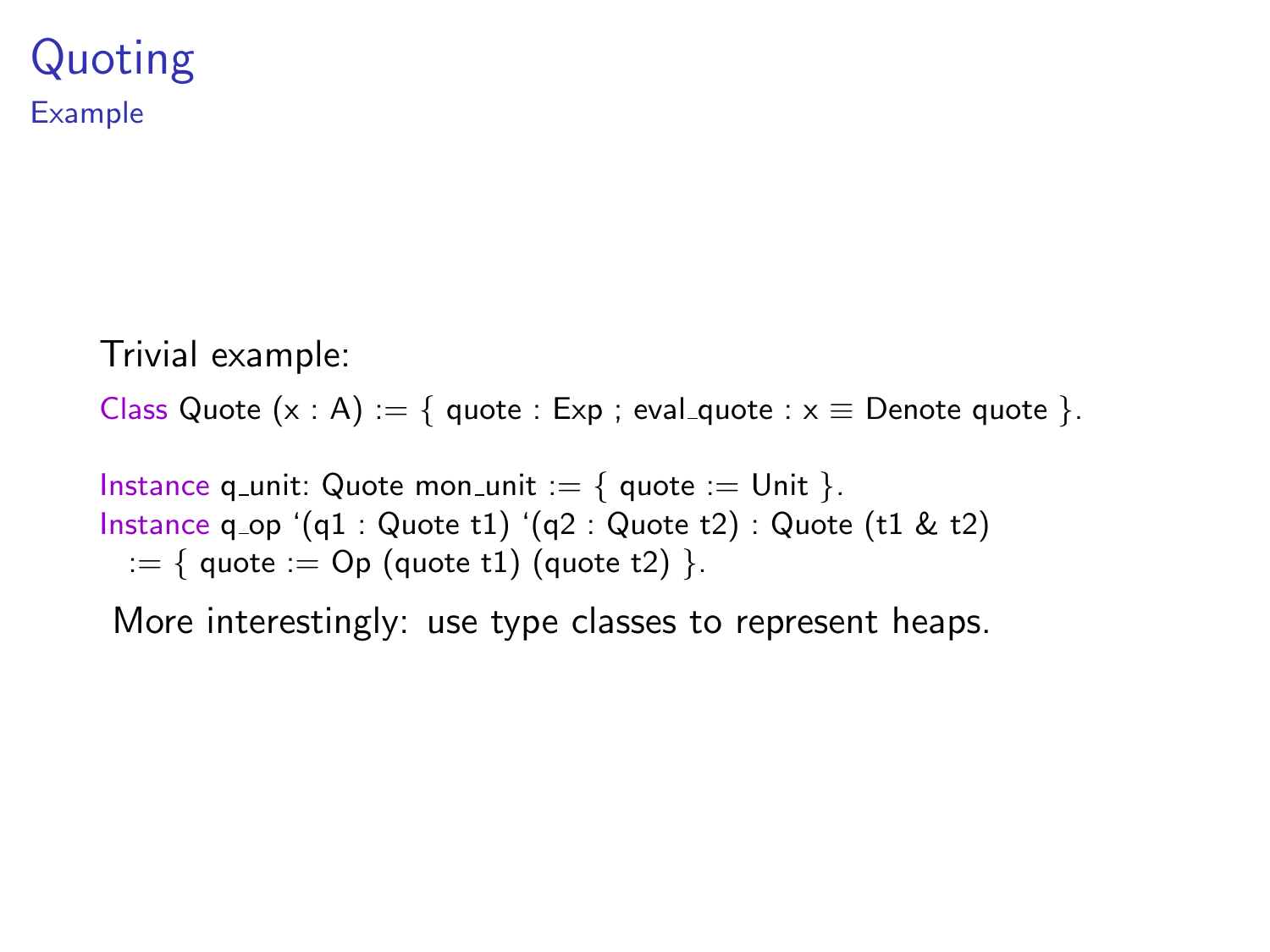# Quoting

## Example

Trivial example:

```
Class Quote (x : A) := { quote : Exp ; eval_quote : x ≡ Denote quote }.

Instance q_unit: Quote mon_unit := { quote := Unit }.
Instance q_op `(q1 : Quote t1) `(q2 : Quote t2) : Quote (t1 & t2)
  := { quote := Op (quote t1) (quote t2) }.
```

More interestingly: use type classes to represent heaps.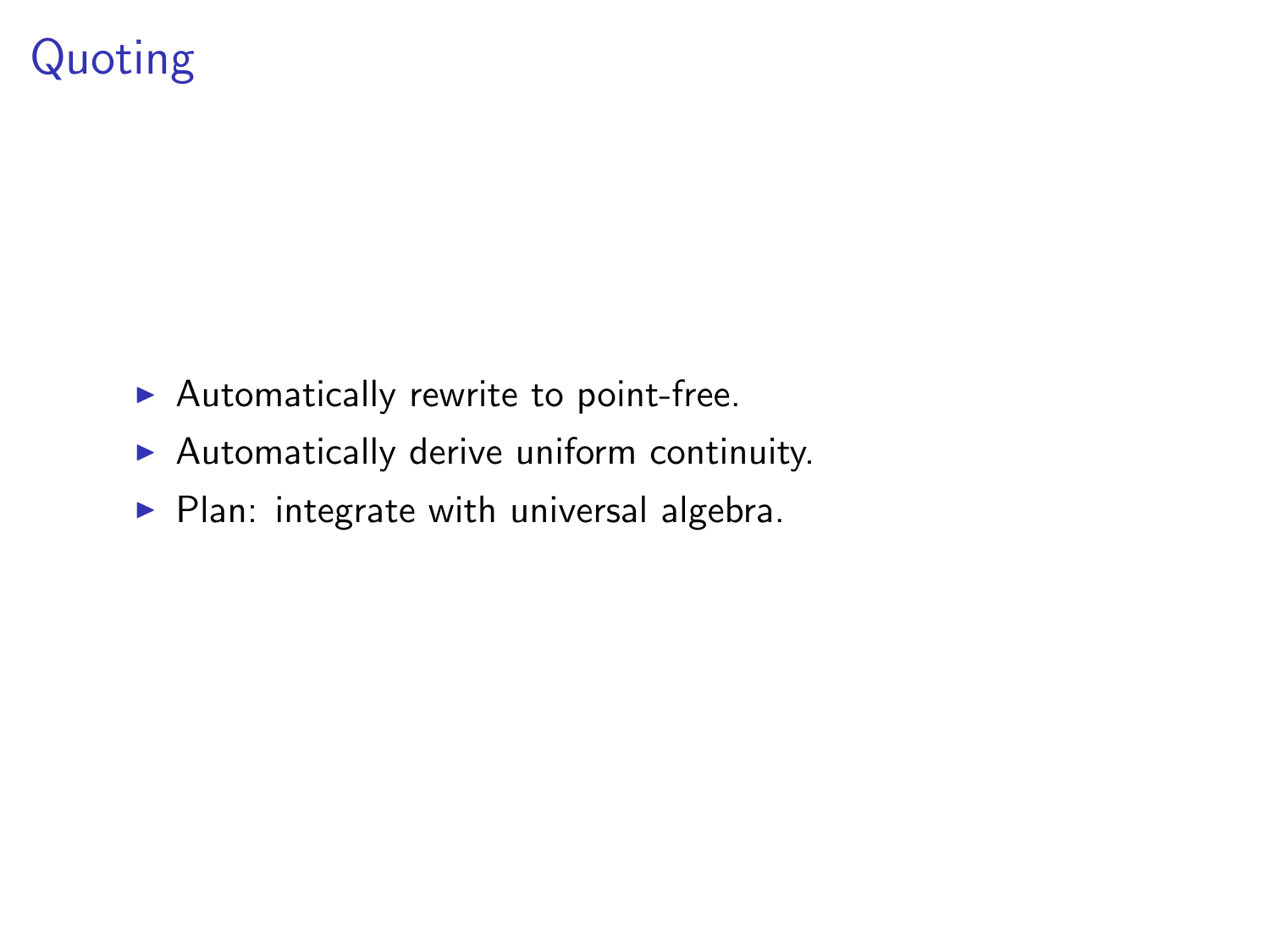# Quoting

- Automatically rewrite to point-free.
- Automatically derive uniform continuity.
- Plan: integrate with universal algebra.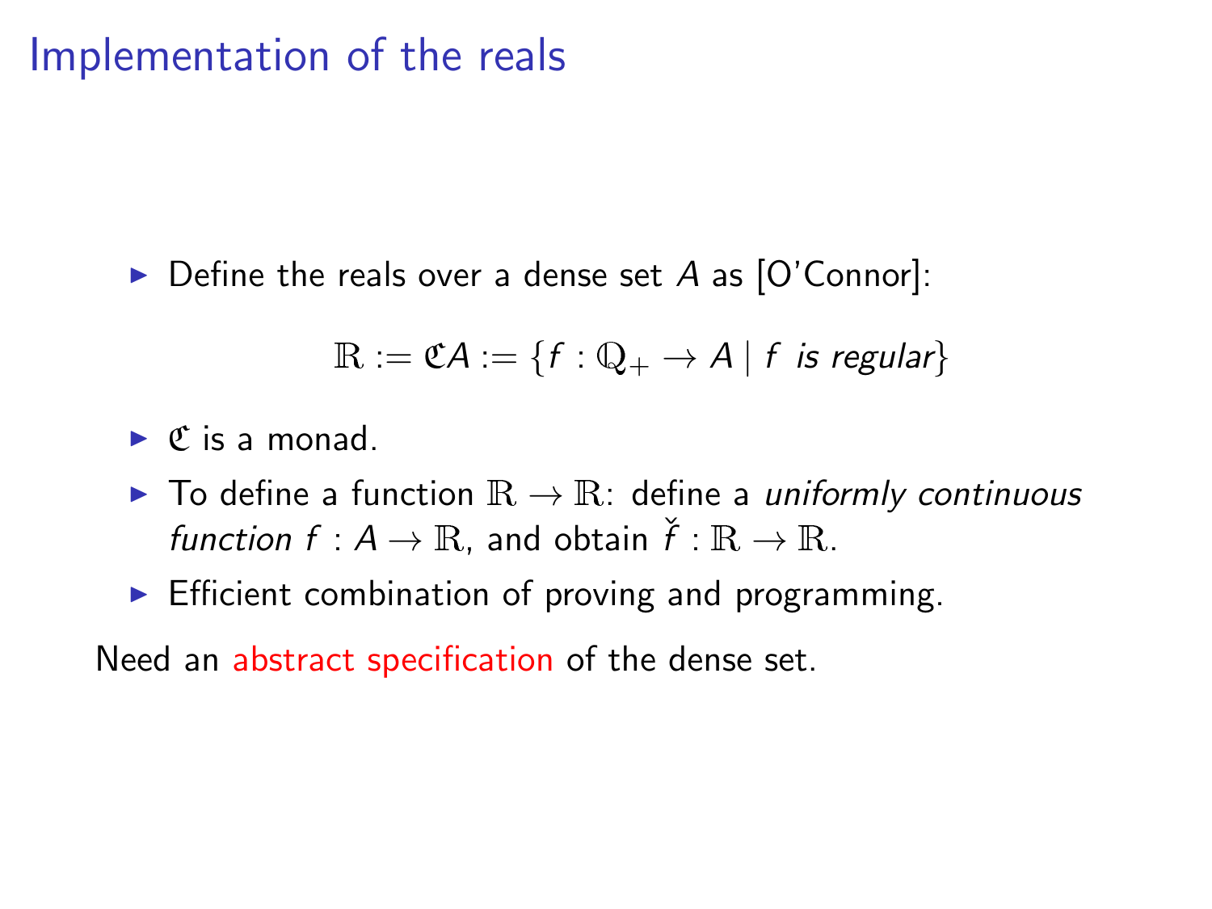# Implementation of the reals

- Define the reals over a dense set $A$ as [O'Connor]:

$$\mathbb{R} := \mathfrak{C}A := \{f : \mathbb{Q}_+ \to A \mid f \textit{ is regular}\}$$

- $\mathfrak{C}$ is a monad.
- To define a function $\mathbb{R} \to \mathbb{R}$: define a *uniformly continuous function* $f : A \to \mathbb{R}$, and obtain $\check{f} : \mathbb{R} \to \mathbb{R}$.
- Efficient combination of proving and programming.

Need an abstract specification of the dense set.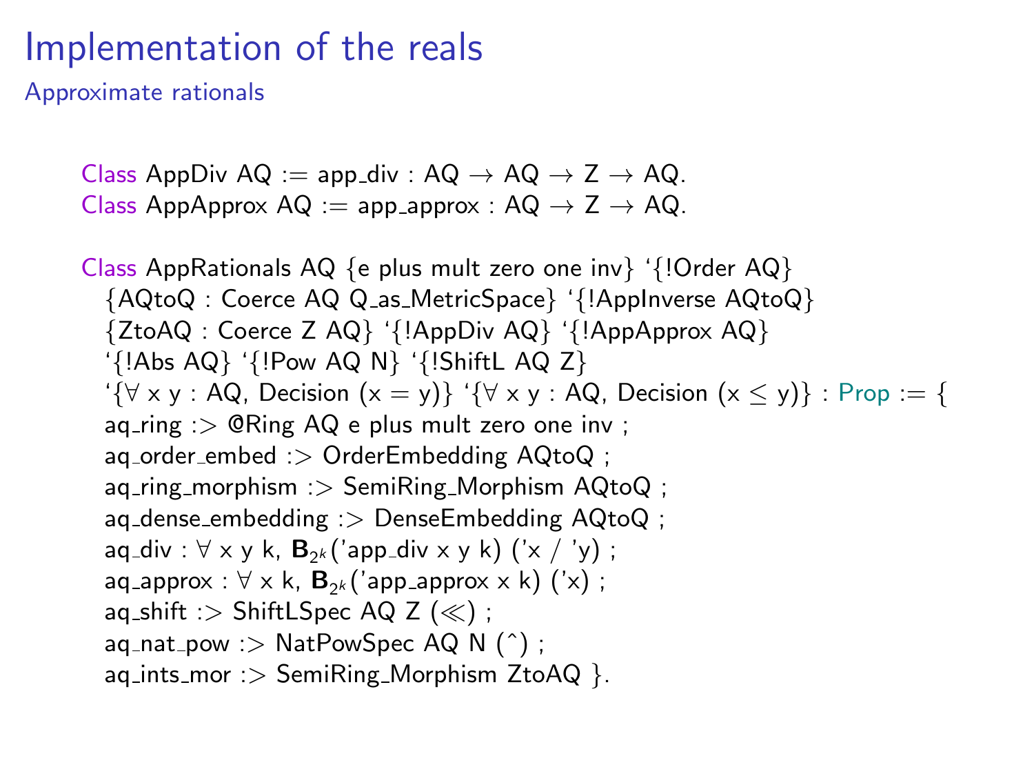# Implementation of the reals

## Approximate rationals

```
Class AppDiv AQ := app_div : AQ → AQ → Z → AQ.
Class AppApprox AQ := app_approx : AQ → Z → AQ.

Class AppRationals AQ {e plus mult zero one inv} `{!Order AQ}
  {AQtoQ : Coerce AQ Q_as_MetricSpace} `{!AppInverse AQtoQ}
  {ZtoAQ : Coerce Z AQ} `{!AppDiv AQ} `{!AppApprox AQ}
  `{!Abs AQ} `{!Pow AQ N} `{!ShiftL AQ Z}
  `{∀ x y : AQ, Decision (x = y)} `{∀ x y : AQ, Decision (x ≤ y)} : Prop := {
  aq_ring :> @Ring AQ e plus mult zero one inv ;
  aq_order_embed :> OrderEmbedding AQtoQ ;
  aq_ring_morphism :> SemiRing_Morphism AQtoQ ;
  aq_dense_embedding :> DenseEmbedding AQtoQ ;
  aq_div : ∀ x y k, B_{2^k}('app_div x y k) ('x / 'y) ;
  aq_approx : ∀ x k, B_{2^k}('app_approx x k) ('x) ;
  aq_shift :> ShiftLSpec AQ Z (≪) ;
  aq_nat_pow :> NatPowSpec AQ N (^) ;
  aq_ints_mor :> SemiRing_Morphism ZtoAQ }.
```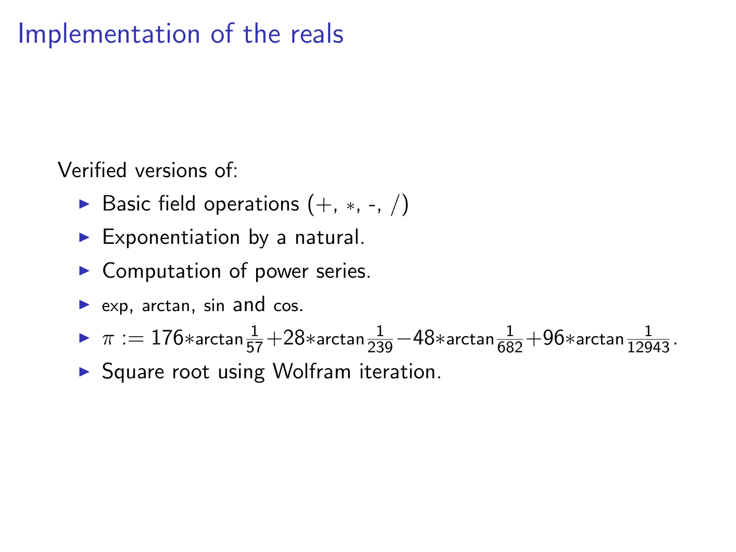# Implementation of the reals

Verified versions of:

- Basic field operations (+, $*$, -, /)
- Exponentiation by a natural.
- Computation of power series.
- exp, arctan, sin and cos.
- $\pi := 176 * \arctan\frac{1}{57} + 28 * \arctan\frac{1}{239} - 48 * \arctan\frac{1}{682} + 96 * \arctan\frac{1}{12943}$.
- Square root using Wolfram iteration.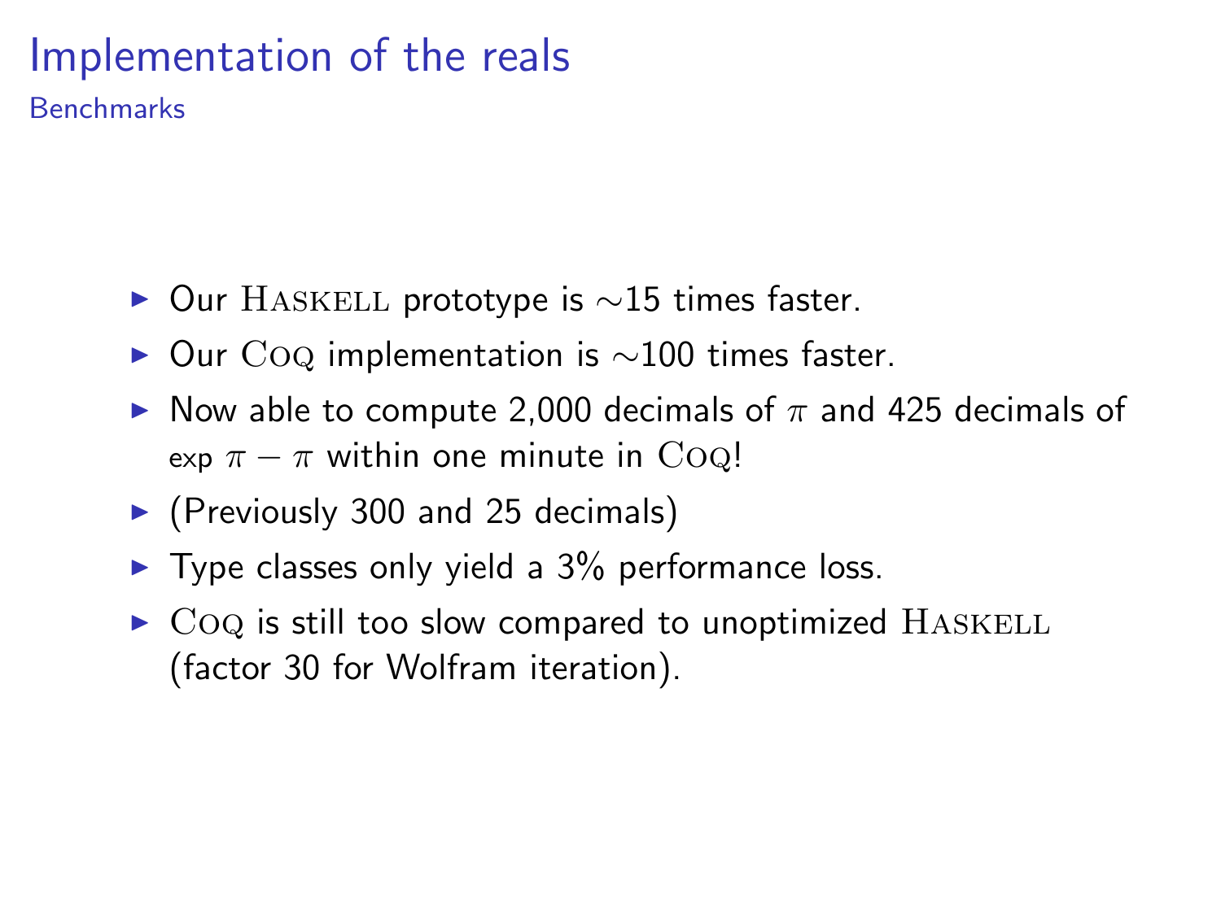# Implementation of the reals

## Benchmarks

- Our HASKELL prototype is $\sim$15 times faster.
- Our COQ implementation is $\sim$100 times faster.
- Now able to compute 2,000 decimals of $\pi$ and 425 decimals of $\exp \pi - \pi$ within one minute in COQ!
- (Previously 300 and 25 decimals)
- Type classes only yield a 3% performance loss.
- COQ is still too slow compared to unoptimized HASKELL (factor 30 for Wolfram iteration).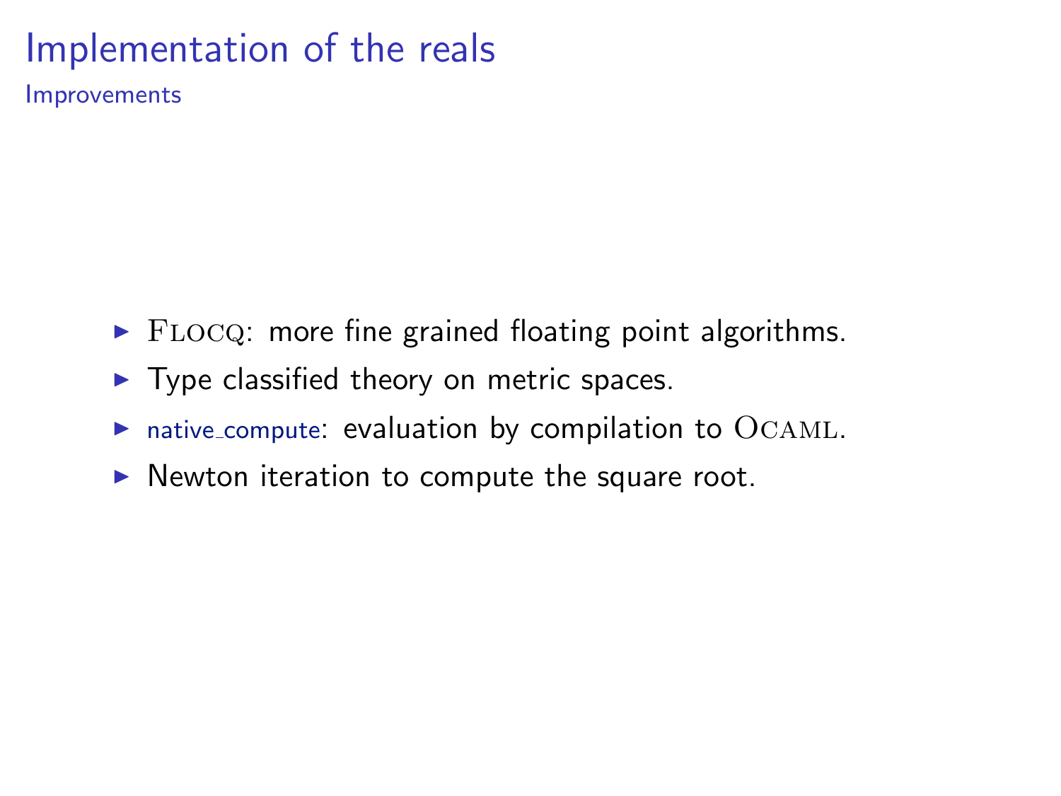# Implementation of the reals

## Improvements

- Flocq: more fine grained floating point algorithms.
- Type classified theory on metric spaces.
- native_compute: evaluation by compilation to Ocaml.
- Newton iteration to compute the square root.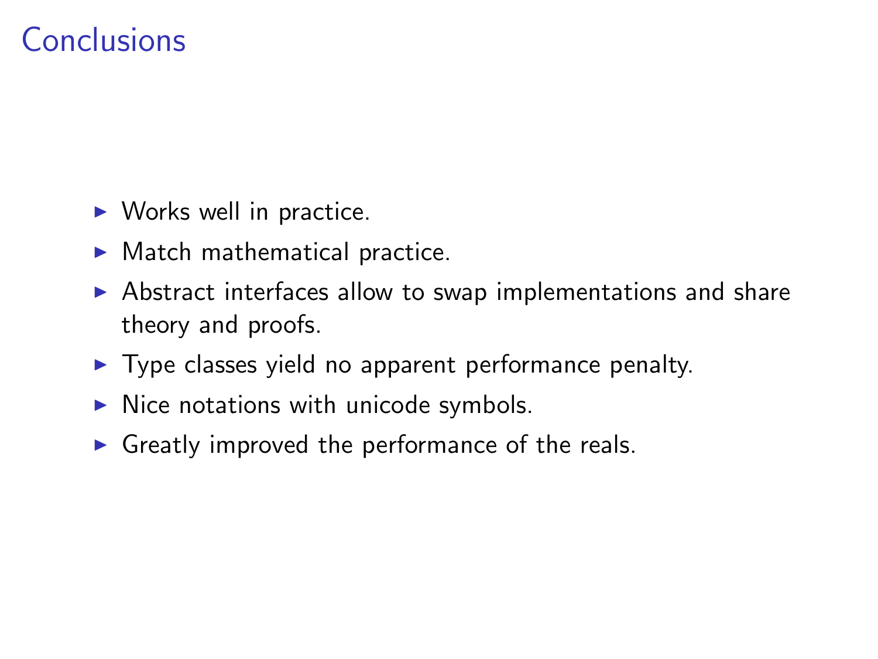# Conclusions

- Works well in practice.
- Match mathematical practice.
- Abstract interfaces allow to swap implementations and share theory and proofs.
- Type classes yield no apparent performance penalty.
- Nice notations with unicode symbols.
- Greatly improved the performance of the reals.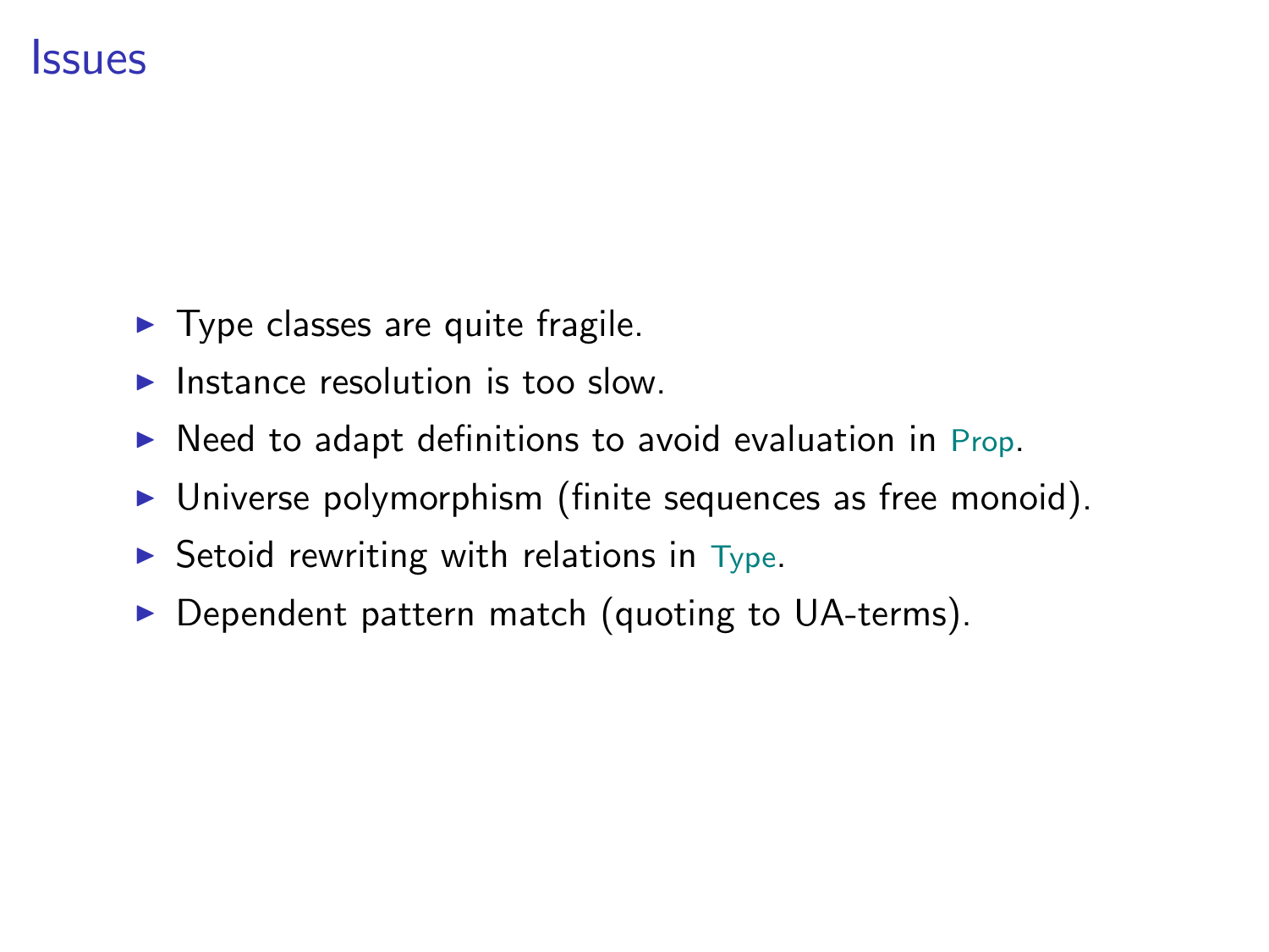# Issues

- Type classes are quite fragile.
- Instance resolution is too slow.
- Need to adapt definitions to avoid evaluation in `Prop`.
- Universe polymorphism (finite sequences as free monoid).
- Setoid rewriting with relations in `Type`.
- Dependent pattern match (quoting to UA-terms).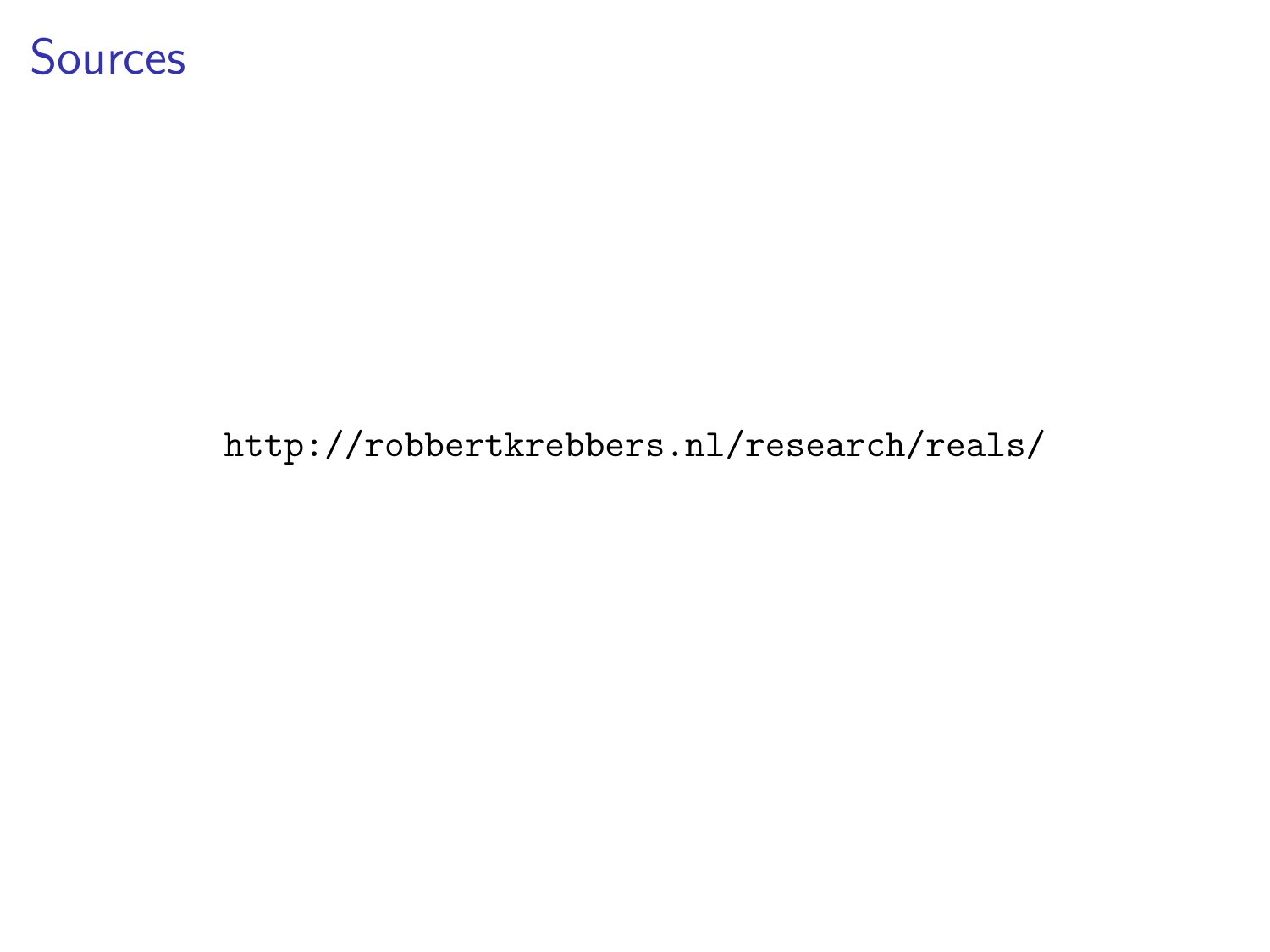# Sources

http://robbertkrebbers.nl/research/reals/